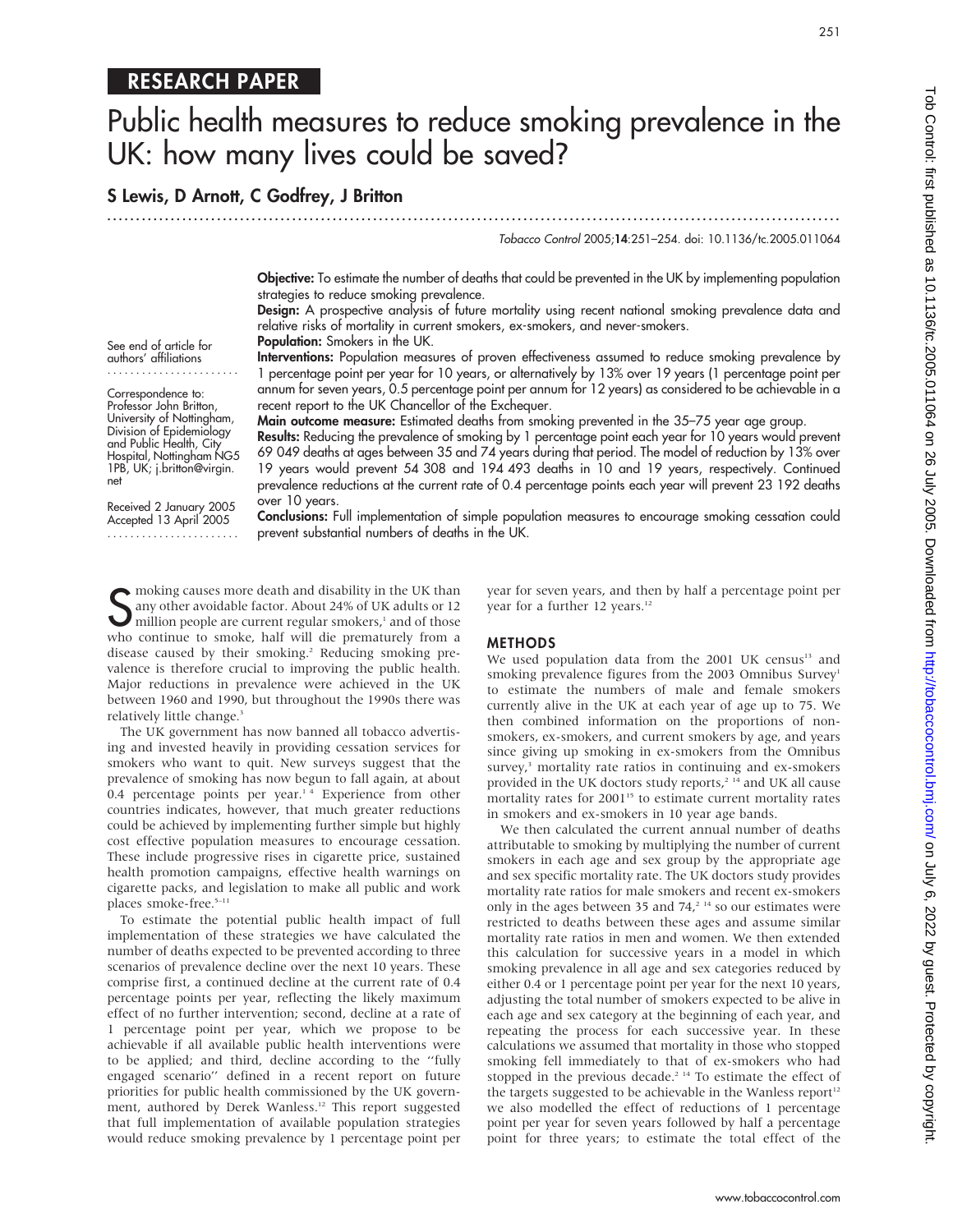RESEARCH PAPER

# Public health measures to reduce smoking prevalence in the UK: how many lives could be saved?

**S Lewis, D Arnott, C Godfrey, J Britton**

*Tobacco Control* 2005;**14**:251–254. doi: 10.1136/tc.2005.011064

See end of article for authors' affiliations

Correspondence to: Professor John Britton, University of Nottingham, Division of Epidemiology and Public Health, City Hospital, Nottingham NG5 1PB, UK; j.britton@virgin.net

Received 2 January 2005
Accepted 13 April 2005

**Objective:** To estimate the number of deaths that could be prevented in the UK by implementing population strategies to reduce smoking prevalence.

**Design:** A prospective analysis of future mortality using recent national smoking prevalence data and relative risks of mortality in current smokers, ex-smokers, and never-smokers.

**Population:** Smokers in the UK.

**Interventions:** Population measures of proven effectiveness assumed to reduce smoking prevalence by 1 percentage point per year for 10 years, or alternatively by 13% over 19 years (1 percentage point per annum for seven years, 0.5 percentage point per annum for 12 years) as considered to be achievable in a recent report to the UK Chancellor of the Exchequer.

**Main outcome measure:** Estimated deaths from smoking prevented in the 35–75 year age group.

**Results:** Reducing the prevalence of smoking by 1 percentage point each year for 10 years would prevent 69 049 deaths at ages between 35 and 74 years during that period. The model of reduction by 13% over 19 years would prevent 54 308 and 194 493 deaths in 10 and 19 years, respectively. Continued prevalence reductions at the current rate of 0.4 percentage points each year will prevent 23 192 deaths over 10 years.

**Conclusions:** Full implementation of simple population measures to encourage smoking cessation could prevent substantial numbers of deaths in the UK.

Smoking causes more death and disability in the UK than any other avoidable factor. About 24% of UK adults or 12 million people are current regular smokers,[1] and of those who continue to smoke, half will die prematurely from a disease caused by their smoking.[2] Reducing smoking prevalence is therefore crucial to improving the public health. Major reductions in prevalence were achieved in the UK between 1960 and 1990, but throughout the 1990s there was relatively little change.[3]

The UK government has now banned all tobacco advertising and invested heavily in providing cessation services for smokers who want to quit. New surveys suggest that the prevalence of smoking has now begun to fall again, at about 0.4 percentage points per year.[1 4] Experience from other countries indicates, however, that much greater reductions could be achieved by implementing further simple but highly cost effective population measures to encourage cessation. These include progressive rises in cigarette price, sustained health promotion campaigns, effective health warnings on cigarette packs, and legislation to make all public and work places smoke-free.[5–11]

To estimate the potential public health impact of full implementation of these strategies we have calculated the number of deaths expected to be prevented according to three scenarios of prevalence decline over the next 10 years. These comprise first, a continued decline at the current rate of 0.4 percentage points per year, reflecting the likely maximum effect of no further intervention; second, decline at a rate of 1 percentage point per year, which we propose to be achievable if all available public health interventions were to be applied; and third, decline according to the "fully engaged scenario" defined in a recent report on future priorities for public health commissioned by the UK government, authored by Derek Wanless.[12] This report suggested that full implementation of available population strategies would reduce smoking prevalence by 1 percentage point per year for seven years, and then by half a percentage point per year for a further 12 years.[12]

## METHODS

We used population data from the 2001 UK census[13] and smoking prevalence figures from the 2003 Omnibus Survey[1] to estimate the numbers of male and female smokers currently alive in the UK at each year of age up to 75. We then combined information on the proportions of non-smokers, ex-smokers, and current smokers by age, and years since giving up smoking in ex-smokers from the Omnibus survey,[3] mortality rate ratios in continuing and ex-smokers provided in the UK doctors study reports,[2 14] and UK all cause mortality rates for 2001[15] to estimate current mortality rates in smokers and ex-smokers in 10 year age bands.

We then calculated the current annual number of deaths attributable to smoking by multiplying the number of current smokers in each age and sex group by the appropriate age and sex specific mortality rate. The UK doctors study provides mortality rate ratios for male smokers and recent ex-smokers only in the ages between 35 and 74,[2 14] so our estimates were restricted to deaths between these ages and assume similar mortality rate ratios in men and women. We then extended this calculation for successive years in a model in which smoking prevalence in all age and sex categories reduced by either 0.4 or 1 percentage point per year for the next 10 years, adjusting the total number of smokers expected to be alive in each age and sex category at the beginning of each year, and repeating the process for each successive year. In these calculations we assumed that mortality in those who stopped smoking fell immediately to that of ex-smokers who had stopped in the previous decade.[2 14] To estimate the effect of the targets suggested to be achievable in the Wanless report[12] we also modelled the effect of reductions of 1 percentage point per year for seven years followed by half a percentage point for three years; to estimate the total effect of the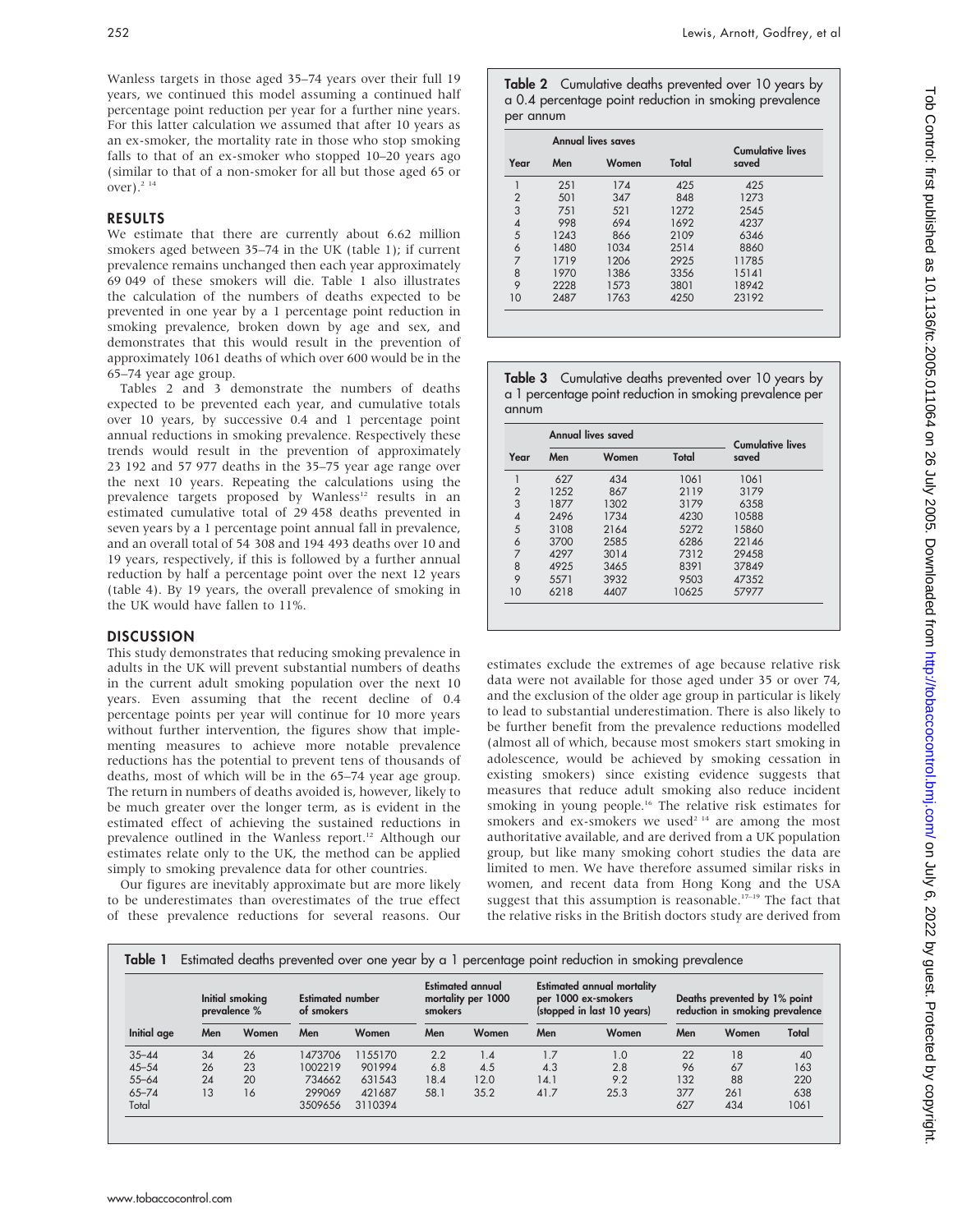Wanless targets in those aged 35–74 years over their full 19 years, we continued this model assuming a continued half percentage point reduction per year for a further nine years. For this latter calculation we assumed that after 10 years as an ex-smoker, the mortality rate in those who stop smoking falls to that of an ex-smoker who stopped 10–20 years ago (similar to that of a non-smoker for all but those aged 65 or over).[2 14]

## RESULTS

We estimate that there are currently about 6.62 million smokers aged between 35–74 in the UK (table 1); if current prevalence remains unchanged then each year approximately 69 049 of these smokers will die. Table 1 also illustrates the calculation of the numbers of deaths expected to be prevented in one year by a 1 percentage point reduction in smoking prevalence, broken down by age and sex, and demonstrates that this would result in the prevention of approximately 1061 deaths of which over 600 would be in the 65–74 year age group.

Tables 2 and 3 demonstrate the numbers of deaths expected to be prevented each year, and cumulative totals over 10 years, by successive 0.4 and 1 percentage point annual reductions in smoking prevalence. Respectively these trends would result in the prevention of approximately 23 192 and 57 977 deaths in the 35–75 year age range over the next 10 years. Repeating the calculations using the prevalence targets proposed by Wanless[12] results in an estimated cumulative total of 29 458 deaths prevented in seven years by a 1 percentage point annual fall in prevalence, and an overall total of 54 308 and 194 493 deaths over 10 and 19 years, respectively, if this is followed by a further annual reduction by half a percentage point over the next 12 years (table 4). By 19 years, the overall prevalence of smoking in the UK would have fallen to 11%.

## DISCUSSION

This study demonstrates that reducing smoking prevalence in adults in the UK will prevent substantial numbers of deaths in the current adult smoking population over the next 10 years. Even assuming that the recent decline of 0.4 percentage points per year will continue for 10 more years without further intervention, the figures show that implementing measures to achieve more notable prevalence reductions has the potential to prevent tens of thousands of deaths, most of which will be in the 65–74 year age group. The return in numbers of deaths avoided is, however, likely to be much greater over the longer term, as is evident in the estimated effect of achieving the sustained reductions in prevalence outlined in the Wanless report.[12] Although our estimates relate only to the UK, the method can be applied simply to smoking prevalence data for other countries.

Our figures are inevitably approximate but are more likely to be underestimates than overestimates of the true effect of these prevalence reductions for several reasons. Our estimates exclude the extremes of age because relative risk data were not available for those aged under 35 or over 74, and the exclusion of the older age group in particular is likely to lead to substantial underestimation. There is also likely to be further benefit from the prevalence reductions modelled (almost all of which, because most smokers start smoking in adolescence, would be achieved by smoking cessation in existing smokers) since existing evidence suggests that measures that reduce adult smoking also reduce incident smoking in young people.[16] The relative risk estimates for smokers and ex-smokers we used[2 14] are among the most authoritative available, and are derived from a UK population group, but like many smoking cohort studies the data are limited to men. We have therefore assumed similar risks in women, and recent data from Hong Kong and the USA suggest that this assumption is reasonable.[17–19] The fact that the relative risks in the British doctors study are derived from

**Table 2** Cumulative deaths prevented over 10 years by a 0.4 percentage point reduction in smoking prevalence per annum

| Year | Annual lives saves | | | Cumulative lives saved |
|---|---|---|---|---|
| | Men | Women | Total | |
| 1 | 251 | 174 | 425 | 425 |
| 2 | 501 | 347 | 848 | 1273 |
| 3 | 751 | 521 | 1272 | 2545 |
| 4 | 998 | 694 | 1692 | 4237 |
| 5 | 1243 | 866 | 2109 | 6346 |
| 6 | 1480 | 1034 | 2514 | 8860 |
| 7 | 1719 | 1206 | 2925 | 11785 |
| 8 | 1970 | 1386 | 3356 | 15141 |
| 9 | 2228 | 1573 | 3801 | 18942 |
| 10 | 2487 | 1763 | 4250 | 23192 |

**Table 3** Cumulative deaths prevented over 10 years by a 1 percentage point reduction in smoking prevalence per annum

| Year | Annual lives saved | | | Cumulative lives saved |
|---|---|---|---|---|
| | Men | Women | Total | |
| 1 | 627 | 434 | 1061 | 1061 |
| 2 | 1252 | 867 | 2119 | 3179 |
| 3 | 1877 | 1302 | 3179 | 6358 |
| 4 | 2496 | 1734 | 4230 | 10588 |
| 5 | 3108 | 2164 | 5272 | 15860 |
| 6 | 3700 | 2585 | 6286 | 22146 |
| 7 | 4297 | 3014 | 7312 | 29458 |
| 8 | 4925 | 3465 | 8391 | 37849 |
| 9 | 5571 | 3932 | 9503 | 47352 |
| 10 | 6218 | 4407 | 10625 | 57977 |

**Table 1** Estimated deaths prevented over one year by a 1 percentage point reduction in smoking prevalence

| Initial age | Initial smoking prevalence % | | Estimated number of smokers | | Estimated annual mortality per 1000 smokers | | Estimated annual mortality per 1000 ex-smokers (stopped in last 10 years) | | Deaths prevented by 1% point reduction in smoking prevalence | | |
|---|---|---|---|---|---|---|---|---|---|---|---|
| | Men | Women | Men | Women | Men | Women | Men | Women | Men | Women | Total |
| 35–44 | 34 | 26 | 1473706 | 1155170 | 2.2 | 1.4 | 1.7 | 1.0 | 22 | 18 | 40 |
| 45–54 | 26 | 23 | 1002219 | 901994 | 6.8 | 4.5 | 4.3 | 2.8 | 96 | 67 | 163 |
| 55–64 | 24 | 20 | 734662 | 631543 | 18.4 | 12.0 | 14.1 | 9.2 | 132 | 88 | 220 |
| 65–74 | 13 | 16 | 299069 | 421687 | 58.1 | 35.2 | 41.7 | 25.3 | 377 | 261 | 638 |
| Total | | | 3509656 | 3110394 | | | | | 627 | 434 | 1061 |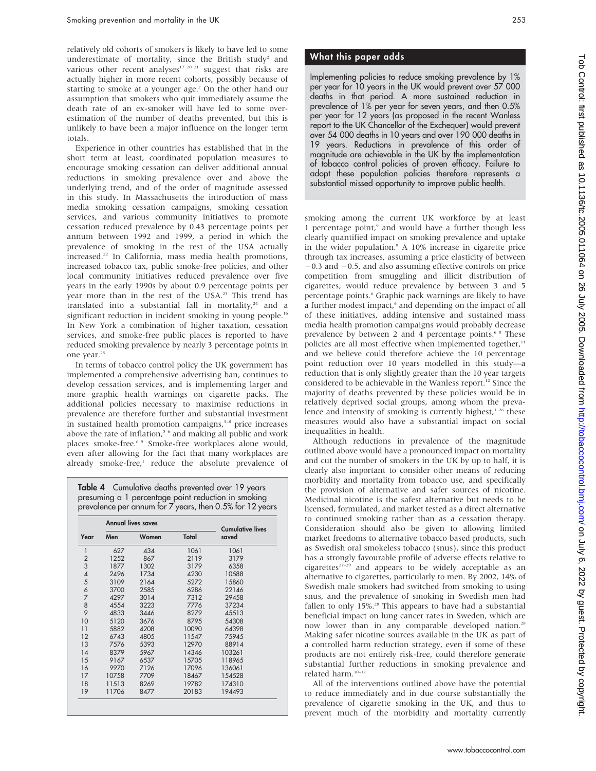relatively old cohorts of smokers is likely to have led to some underestimate of mortality, since the British study[2] and various other recent analyses[17 20 21] suggest that risks are actually higher in more recent cohorts, possibly because of starting to smoke at a younger age.[2] On the other hand our assumption that smokers who quit immediately assume the death rate of an ex-smoker will have led to some overestimation of the number of deaths prevented, but this is unlikely to have been a major influence on the longer term totals.

Experience in other countries has established that in the short term at least, coordinated population measures to encourage smoking cessation can deliver additional annual reductions in smoking prevalence over and above the underlying trend, and of the order of magnitude assessed in this study. In Massachusetts the introduction of mass media smoking cessation campaigns, smoking cessation services, and various community initiatives to promote cessation reduced prevalence by 0.43 percentage points per annum between 1992 and 1999, a period in which the prevalence of smoking in the rest of the USA actually increased.[22] In California, mass media health promotions, increased tobacco tax, public smoke-free policies, and other local community initiatives reduced prevalence over five years in the early 1990s by about 0.9 percentage points per year more than in the rest of the USA.[23] This trend has translated into a substantial fall in mortality,[24] and a significant reduction in incident smoking in young people.[16] In New York a combination of higher taxation, cessation services, and smoke-free public places is reported to have reduced smoking prevalence by nearly 3 percentage points in one year.[25]

In terms of tobacco control policy the UK government has implemented a comprehensive advertising ban, continues to develop cessation services, and is implementing larger and more graphic health warnings on cigarette packs. The additional policies necessary to maximise reductions in prevalence are therefore further and substantial investment in sustained health promotion campaigns,[5–8] price increases above the rate of inflation,[5 6] and making all public and work places smoke-free.[6 9] Smoke-free workplaces alone would, even after allowing for the fact that many workplaces are already smoke-free,[1] reduce the absolute prevalence of smoking among the current UK workforce by at least 1 percentage point,[9] and would have a further though less clearly quantified impact on smoking prevalence and uptake in the wider population.[9] A 10% increase in cigarette price through tax increases, assuming a price elasticity of between −0.3 and −0.5, and also assuming effective controls on price competition from smuggling and illicit distribution of cigarettes, would reduce prevalence by between 3 and 5 percentage points.[6] Graphic pack warnings are likely to have a further modest impact,[6] and depending on the impact of all of these initiatives, adding intensive and sustained mass media health promotion campaigns would probably decrease prevalence by between 2 and 4 percentage points.[6 8] These policies are all most effective when implemented together,[11] and we believe could therefore achieve the 10 percentage point reduction over 10 years modelled in this study—a reduction that is only slightly greater than the 10 year targets considered to be achievable in the Wanless report.[12] Since the majority of deaths prevented by these policies would be in relatively deprived social groups, among whom the prevalence and intensity of smoking is currently highest,[1 26] these measures would also have a substantial impact on social inequalities in health.

Although reductions in prevalence of the magnitude outlined above would have a pronounced impact on mortality and cut the number of smokers in the UK by up to half, it is clearly also important to consider other means of reducing morbidity and mortality from tobacco use, and specifically the provision of alternative and safer sources of nicotine. Medicinal nicotine is the safest alternative but needs to be licensed, formulated, and market tested as a direct alternative to continued smoking rather than as a cessation therapy. Consideration should also be given to allowing limited market freedoms to alternative tobacco based products, such as Swedish oral smokeless tobacco (snus), since this product has a strongly favourable profile of adverse effects relative to cigarettes[27–29] and appears to be widely acceptable as an alternative to cigarettes, particularly to men. By 2002, 14% of Swedish male smokers had switched from smoking to using snus, and the prevalence of smoking in Swedish men had fallen to only 15%.[28] This appears to have had a substantial beneficial impact on lung cancer rates in Sweden, which are now lower than in any comparable developed nation.[28] Making safer nicotine sources available in the UK as part of a controlled harm reduction strategy, even if some of these products are not entirely risk-free, could therefore generate substantial further reductions in smoking prevalence and related harm.[30–32]

All of the interventions outlined above have the potential to reduce immediately and in due course substantially the prevalence of cigarette smoking in the UK, and thus to prevent much of the morbidity and mortality currently

**Table 4** Cumulative deaths prevented over 19 years presuming a 1 percentage point reduction in smoking prevalence per annum for 7 years, then 0.5% for 12 years

| Year | Annual lives saves | | | Cumulative lives saved |
|---|---|---|---|---|
| | Men | Women | Total | |
| 1 | 627 | 434 | 1061 | 1061 |
| 2 | 1252 | 867 | 2119 | 3179 |
| 3 | 1877 | 1302 | 3179 | 6358 |
| 4 | 2496 | 1734 | 4230 | 10588 |
| 5 | 3109 | 2164 | 5272 | 15860 |
| 6 | 3700 | 2585 | 6286 | 22146 |
| 7 | 4297 | 3014 | 7312 | 29458 |
| 8 | 4554 | 3223 | 7776 | 37234 |
| 9 | 4833 | 3446 | 8279 | 45513 |
| 10 | 5120 | 3676 | 8795 | 54308 |
| 11 | 5882 | 4208 | 10090 | 64398 |
| 12 | 6743 | 4805 | 11547 | 75945 |
| 13 | 7576 | 5393 | 12970 | 88914 |
| 14 | 8379 | 5967 | 14346 | 103261 |
| 15 | 9167 | 6537 | 15705 | 118965 |
| 16 | 9970 | 7126 | 17096 | 136061 |
| 17 | 10758 | 7709 | 18467 | 154528 |
| 18 | 11513 | 8269 | 19782 | 174310 |
| 19 | 11706 | 8477 | 20183 | 194493 |

## What this paper adds

Implementing policies to reduce smoking prevalence by 1% per year for 10 years in the UK would prevent over 57 000 deaths in that period. A more sustained reduction in prevalence of 1% per year for seven years, and then 0.5% per year for 12 years (as proposed in the recent Wanless report to the UK Chancellor of the Exchequer) would prevent over 54 000 deaths in 10 years and over 190 000 deaths in 19 years. Reductions in prevalence of this order of magnitude are achievable in the UK by the implementation of tobacco control policies of proven efficacy. Failure to adopt these population policies therefore represents a substantial missed opportunity to improve public health.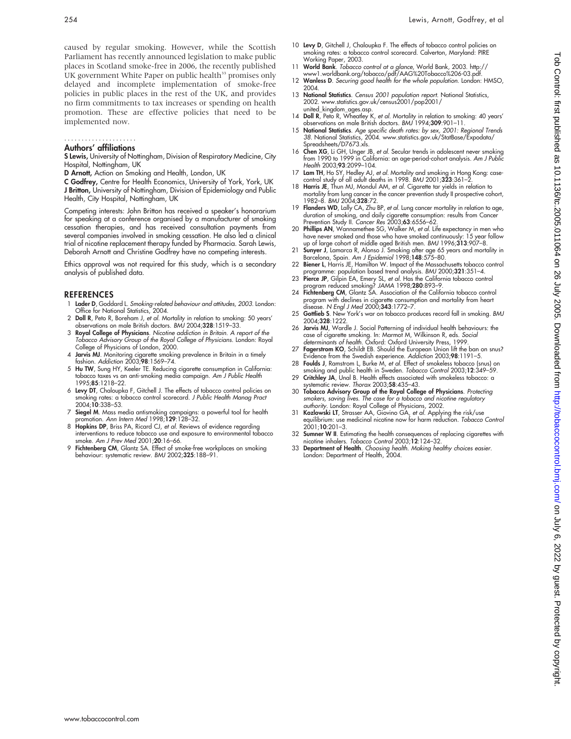caused by regular smoking. However, while the Scottish Parliament has recently announced legislation to make public places in Scotland smoke-free in 2006, the recently published UK government White Paper on public health[33] promises only delayed and incomplete implementation of smoke-free policies in public places in the rest of the UK, and provides no firm commitments to tax increases or spending on health promotion. These are effective policies that need to be implemented now.

## Authors' affiliations

**S Lewis,** University of Nottingham, Division of Respiratory Medicine, City Hospital, Nottingham, UK

**D Arnott,** Action on Smoking and Health, London, UK

**C Godfrey,** Centre for Health Economics, University of York, York, UK

**J Britton,** University of Nottingham, Division of Epidemiology and Public Health, City Hospital, Nottingham, UK

Competing interests: John Britton has received a speaker's honorarium for speaking at a conference organised by a manufacturer of smoking cessation therapies, and has received consultation payments from several companies involved in smoking cessation. He also led a clinical trial of nicotine replacement therapy funded by Pharmacia. Sarah Lewis, Deborah Arnott and Christine Godfrey have no competing interests.

Ethics approval was not required for this study, which is a secondary analysis of published data.

## REFERENCES

1. **Lader D**, Goddard L. *Smoking-related behaviour and attitudes, 2003*. London: Office for National Statistics, 2004.
2. **Doll R**, Peto R, Boreham J, *et al*. Mortality in relation to smoking: 50 years' observations on male British doctors. *BMJ* 2004;**328**:1519–33.
3. **Royal College of Physicians**. *Nicotine addiction in Britain. A report of the Tobacco Advisory Group of the Royal College of Physicians*. London: Royal College of Physicians of London, 2000.
4. **Jarvis MJ**. Monitoring cigarette smoking prevalence in Britain in a timely fashion. *Addiction* 2003;**98**:1569–74.
5. **Hu TW**, Sung HY, Keeler TE. Reducing cigarette consumption in California: tobacco taxes vs an anti-smoking media campaign. *Am J Public Health* 1995;**85**:1218–22.
6. **Levy DT**, Chaloupka F, Gitchell J. The effects of tobacco control policies on smoking rates: a tobacco control scorecard. *J Public Health Manag Pract* 2004;**10**:338–53.
7. **Siegel M**. Mass media antismoking campaigns: a powerful tool for health promotion. *Ann Intern Med* 1998;**129**:128–32.
8. **Hopkins DP**, Briss PA, Ricard CJ, *et al*. Reviews of evidence regarding interventions to reduce tobacco use and exposure to environmental tobacco smoke. *Am J Prev Med* 2001;**20**:16–66.
9. **Fichtenberg CM**, Glantz SA. Effect of smoke-free workplaces on smoking behaviour: systematic review. *BMJ* 2002;**325**:188–91.
10. **Levy D**, Gitchell J, Chaloupka F. The effects of tobacco control policies on smoking rates: a tobacco control scorecard. Calverton, Maryland: PIRE Working Paper, 2003.
11. **World Bank**. *Tobacco control at a glance*, World Bank, 2003. http://www1.worldbank.org/tobacco/pdf/AAG%20Tobacco%206-03.pdf.
12. **Wanless D**. *Securing good health for the whole population*. London: HMSO, 2004.
13. **National Statistics**. *Census 2001 population report*. National Statistics, 2002. www.statistics.gov.uk/census2001/pop2001/united_kingdom_ages.asp.
14. **Doll R**, Peto R, Wheatley K, *et al*. Mortality in relation to smoking: 40 years' observations on male British doctors. *BMJ* 1994;**309**:901–11.
15. **National Statistics**. *Age specific death rates: by sex, 2001: Regional Trends 38*. National Statistics, 2004. www.statistics.gov.uk/StatBase/Expodata/Spreadsheets/D7673.xls.
16. **Chen XG**, Li GH, Unger JB, *et al*. Secular trends in adolescent never smoking from 1990 to 1999 in California: an age-period-cohort analysis. *Am J Public Health* 2003;**93**:2099–104.
17. **Lam TH**, Ho SY, Hedley AJ, *et al*. Mortality and smoking in Hong Kong: case-control study of all adult deaths in 1998. *BMJ* 2001;**323**:361–2.
18. **Harris JE**, Thun MJ, Mondul AM, *et al*. Cigarette tar yields in relation to mortality from lung cancer in the cancer prevention study II prospective cohort, 1982–8. *BMJ* 2004;**328**:72.
19. **Flanders WD**, Lally CA, Zhu BP, *et al*. Lung cancer mortality in relation to age, duration of smoking, and daily cigarette consumption: results from Cancer Prevention Study II. *Cancer Res* 2003;**63**:6556–62.
20. **Phillips AN**, Wannamethee SG, Walker M, *et al*. Life expectancy in men who have never smoked and those who have smoked continuously: 15 year follow up of large cohort of middle aged British men. *BMJ* 1996;**313**:907–8.
21. **Sunyer J**, Lamarca R, Alonso J. Smoking after age 65 years and mortality in Barcelona, Spain. *Am J Epidemiol* 1998;**148**:575–80.
22. **Biener L**, Harris JE, Hamilton W. Impact of the Massachusetts tobacco control programme: population based trend analysis. *BMJ* 2000;**321**:351–4.
23. **Pierce JP**, Gilpin EA, Emery SL, *et al*. Has the California tobacco control program reduced smoking? *JAMA* 1998;**280**:893–9.
24. **Fichtenberg CM**, Glantz SA. Association of the California tobacco control program with declines in cigarette consumption and mortality from heart disease. *N Engl J Med* 2000;**343**:1772–7.
25. **Gottlieb S**. New York's war on tobacco produces record fall in smoking. *BMJ* 2004;**328**:1222.
26. **Jarvis MJ**, Wardle J. Social Patterning of individual health behaviours: the case of cigarette smoking. In: Marmot M, Wilkinson R, eds. *Social determinants of health*. Oxford: Oxford University Press, 1999.
27. **Fagerstrom KO**, Schildt EB. Should the European Union lift the ban on snus? Evidence from the Swedish experience. *Addiction* 2003;**98**:1191–5.
28. **Foulds J**, Ramstrom L, Burke M, *et al*. Effect of smokeless tobacco (snus) on smoking and public health in Sweden. *Tobacco Control* 2003;**12**:349–59.
29. **Critchley JA**, Unal B. Health effects associated with smokeless tobacco: a systematic review. *Thorax* 2003;**58**:435–43.
30. **Tobacco Advisory Group of the Royal College of Physicians**. *Protecting smokers, saving lives. The case for a tobacco and nicotine regulatory authority*. London: Royal College of Physicians, 2002.
31. **Kozlowski LT**, Strasser AA, Giovino GA, *et al*. Applying the risk/use equilibrium: use medicinal nicotine now for harm reduction. *Tobacco Control* 2001;**10**:201–3.
32. **Sumner W II**. Estimating the health consequences of replacing cigarettes with nicotine inhalers. *Tobacco Control* 2003;**12**:124–32.
33. **Department of Health**. *Choosing health. Making healthy choices easier*. London: Department of Health, 2004.